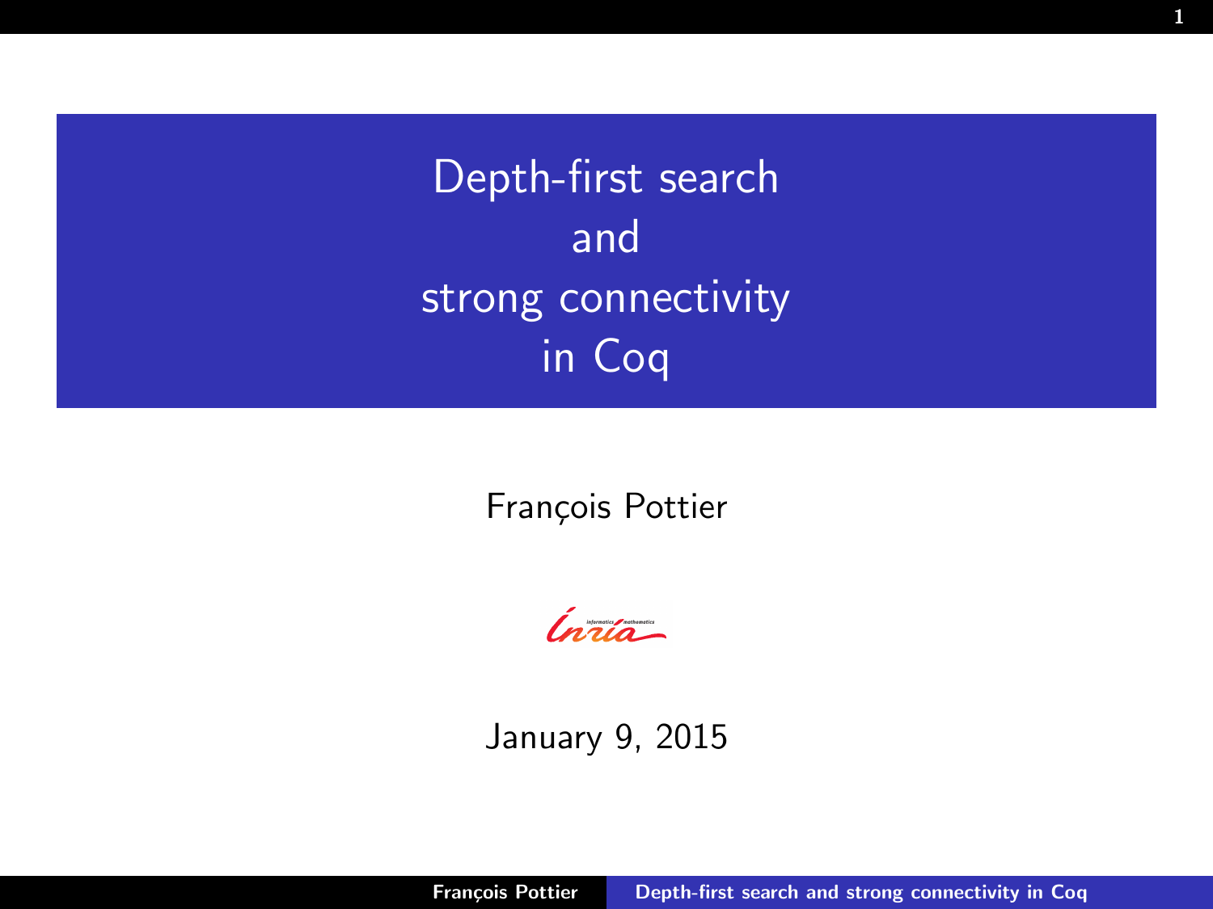# Depth-first search and strong connectivity in Coq

François Pottier

January 9, 2015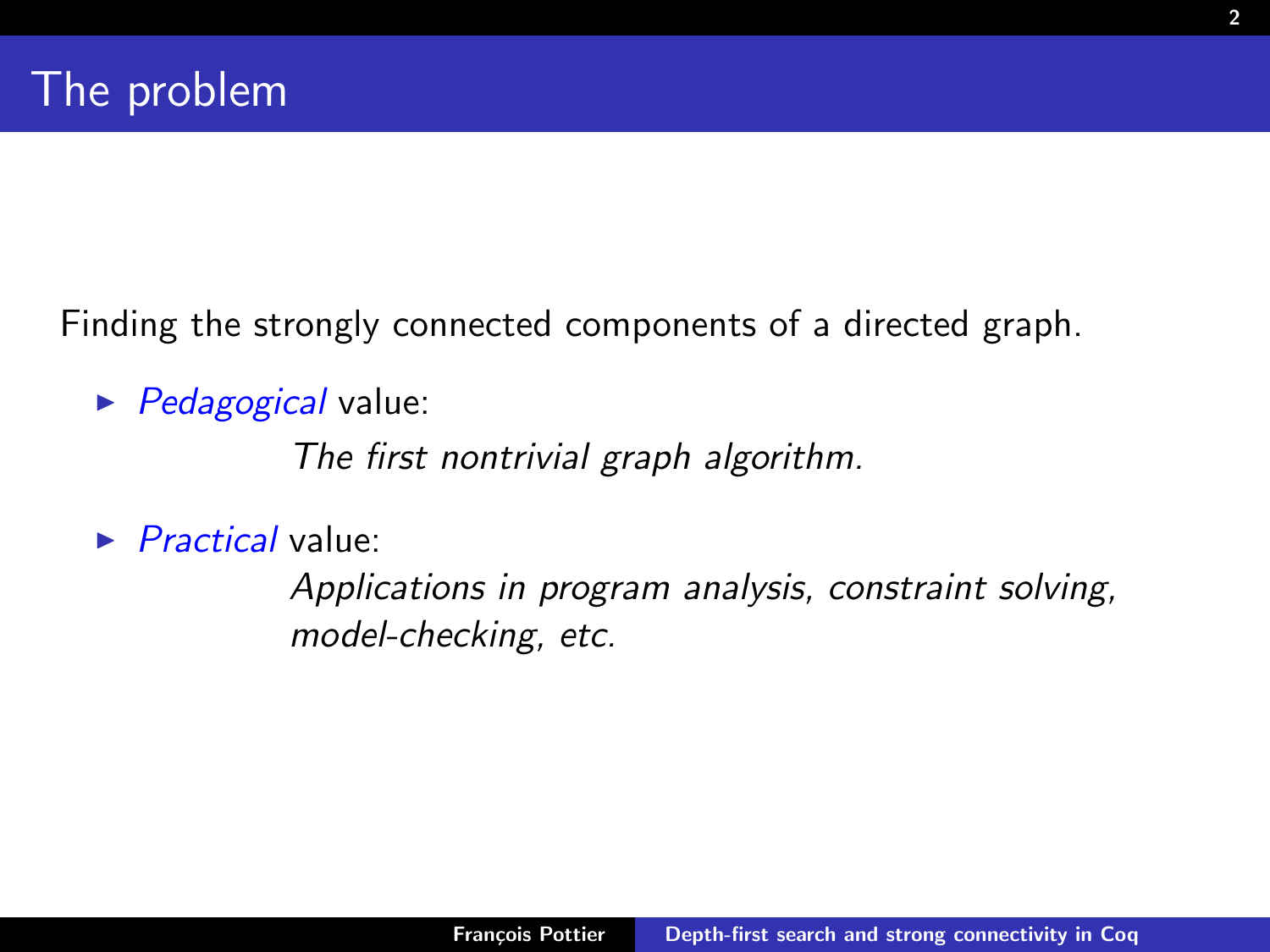# The problem

Finding the strongly connected components of a directed graph.

- *Pedagogical* value:

  *The first nontrivial graph algorithm.*

- *Practical* value:

  *Applications in program analysis, constraint solving, model-checking, etc.*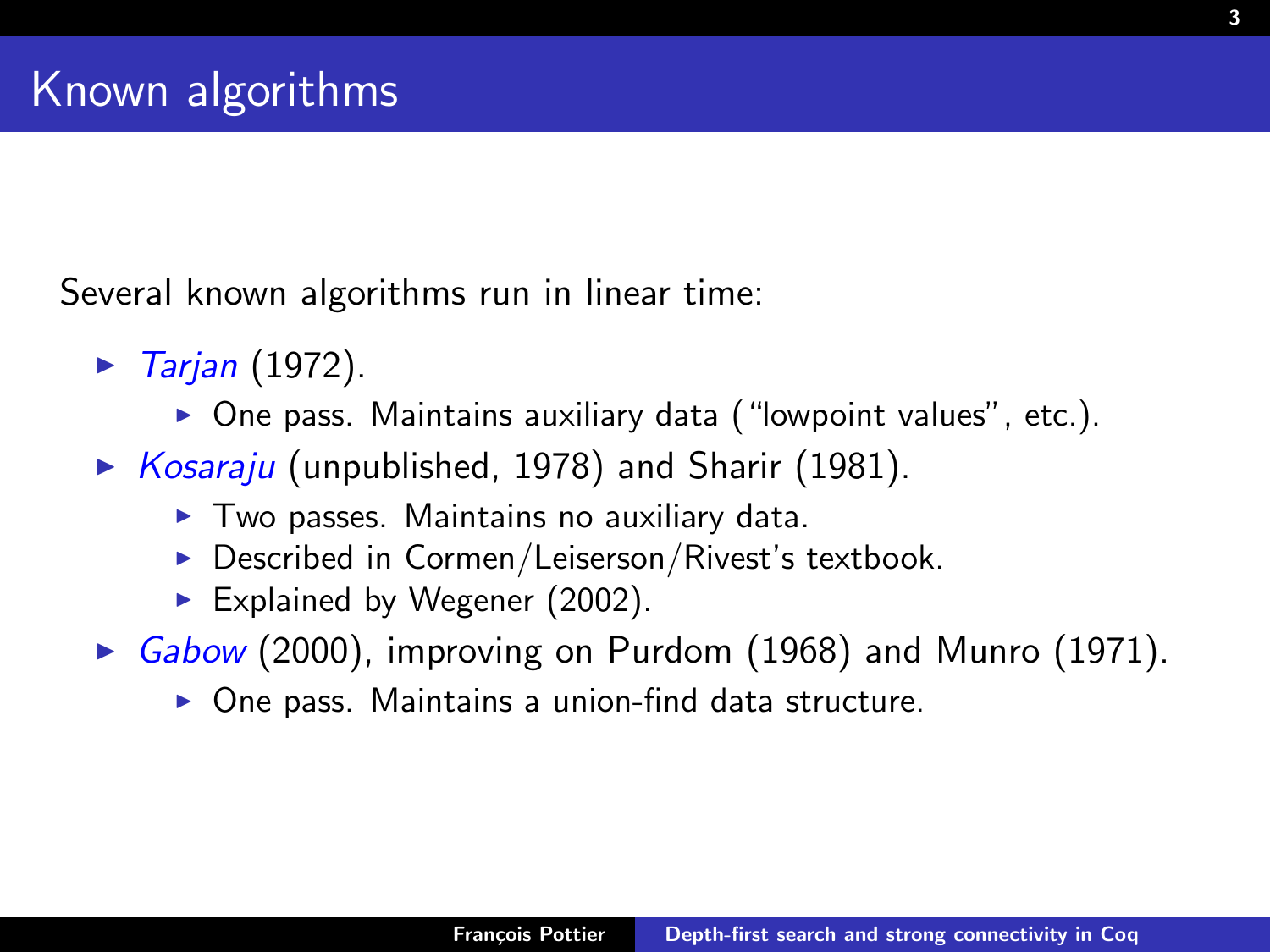# Known algorithms

Several known algorithms run in linear time:

- *Tarjan* (1972).
  - One pass. Maintains auxiliary data ("lowpoint values", etc.).
- *Kosaraju* (unpublished, 1978) and Sharir (1981).
  - Two passes. Maintains no auxiliary data.
  - Described in Cormen/Leiserson/Rivest's textbook.
  - Explained by Wegener (2002).
- *Gabow* (2000), improving on Purdom (1968) and Munro (1971).
  - One pass. Maintains a union-find data structure.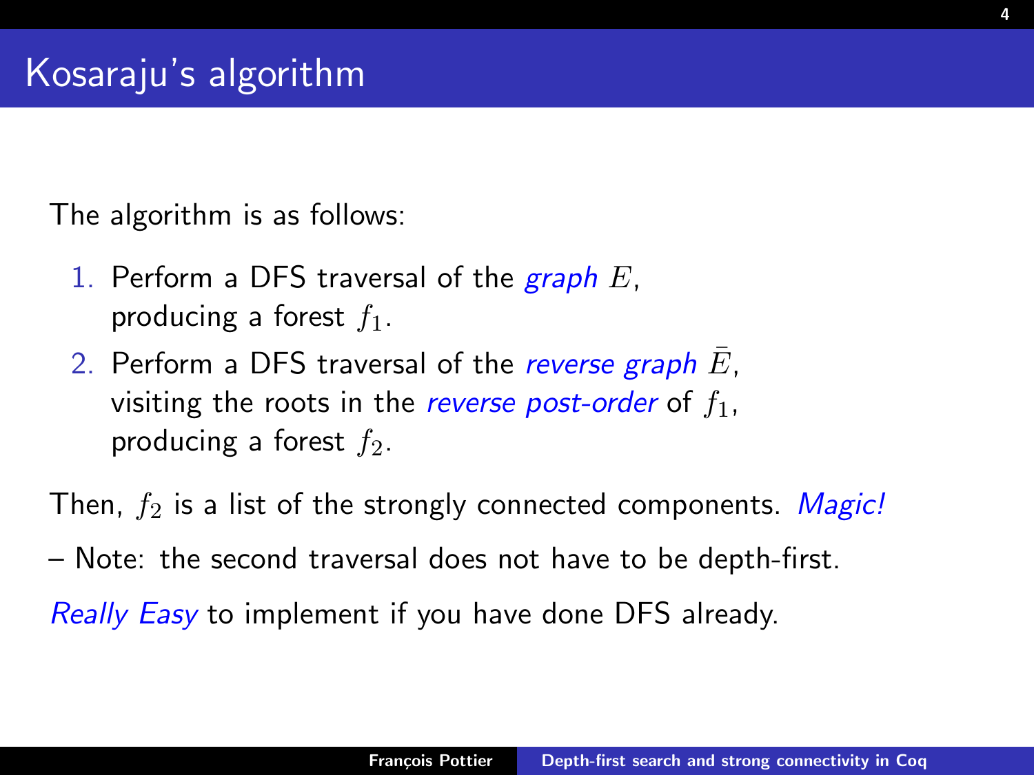# Kosaraju's algorithm

The algorithm is as follows:

1. Perform a DFS traversal of the *graph* $E$, producing a forest $f_1$.
2. Perform a DFS traversal of the *reverse graph* $\bar{E}$, visiting the roots in the *reverse post-order* of $f_1$, producing a forest $f_2$.

Then, $f_2$ is a list of the strongly connected components. *Magic!*

– Note: the second traversal does not have to be depth-first.

*Really Easy* to implement if you have done DFS already.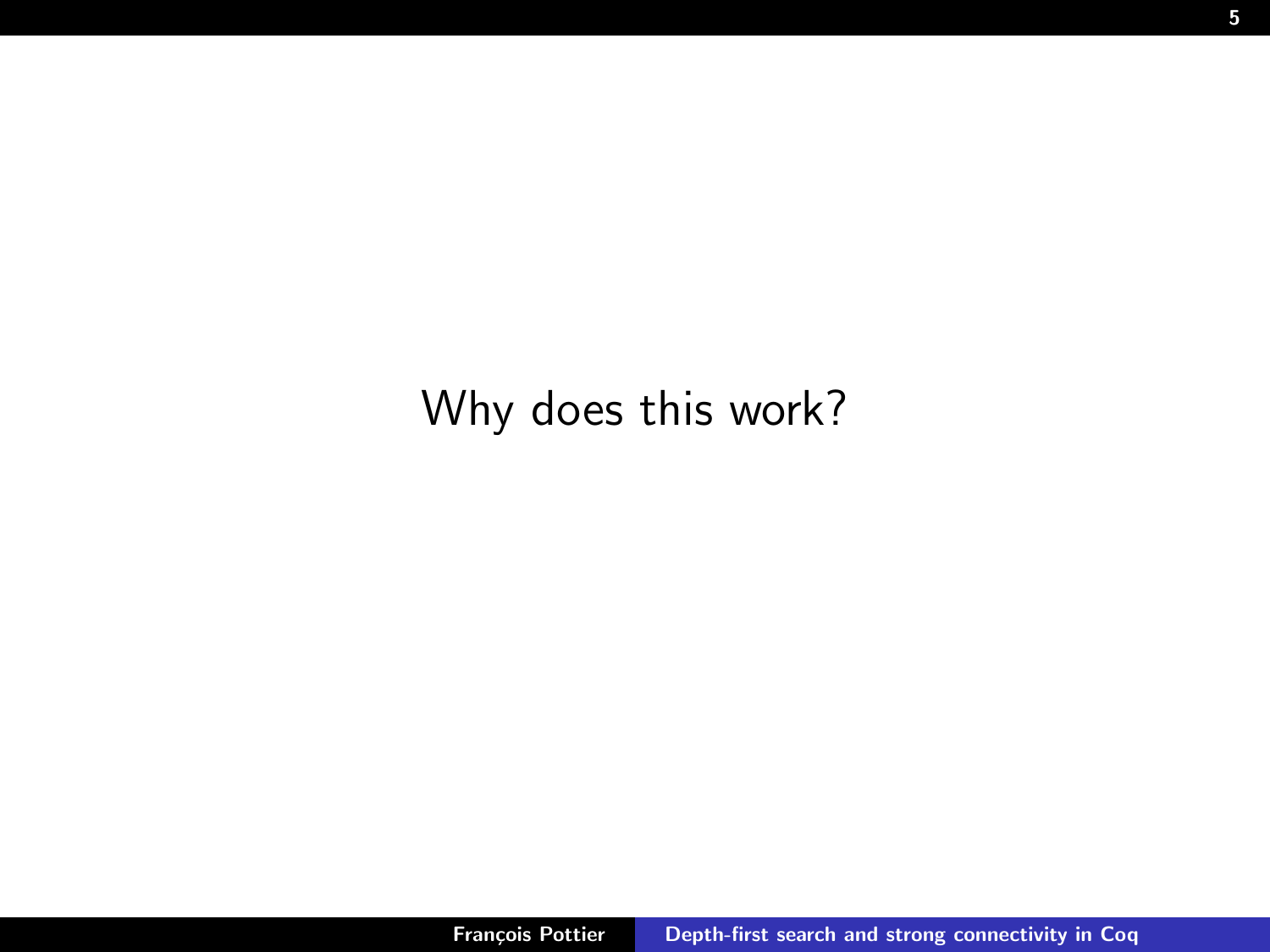Why does this work?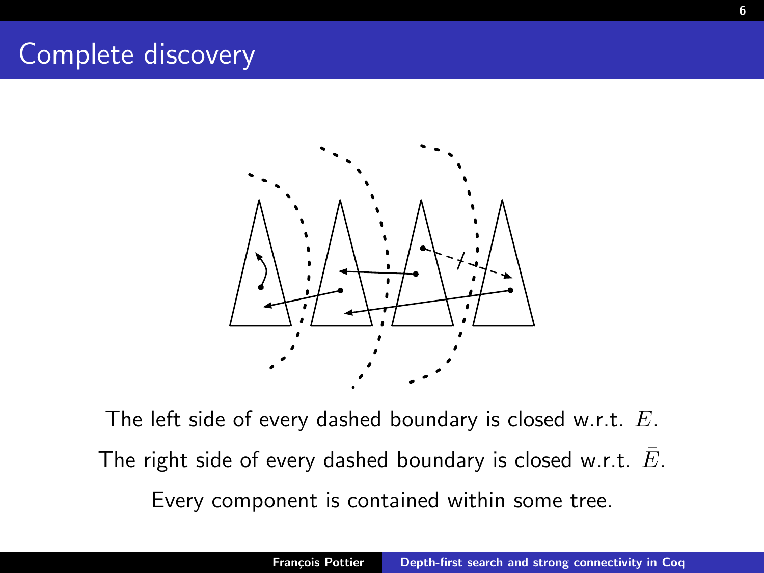# Complete discovery

The left side of every dashed boundary is closed w.r.t. $E$.

The right side of every dashed boundary is closed w.r.t. $\bar{E}$.

Every component is contained within some tree.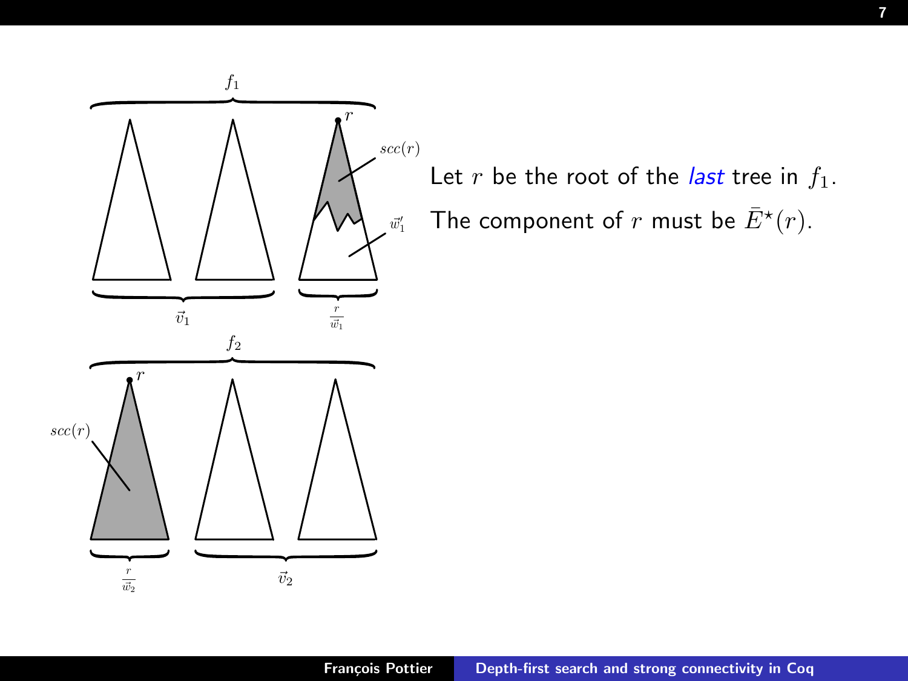Let $r$ be the root of the *last* tree in $f_1$.

The component of $r$ must be $\bar{E}^\star(r)$.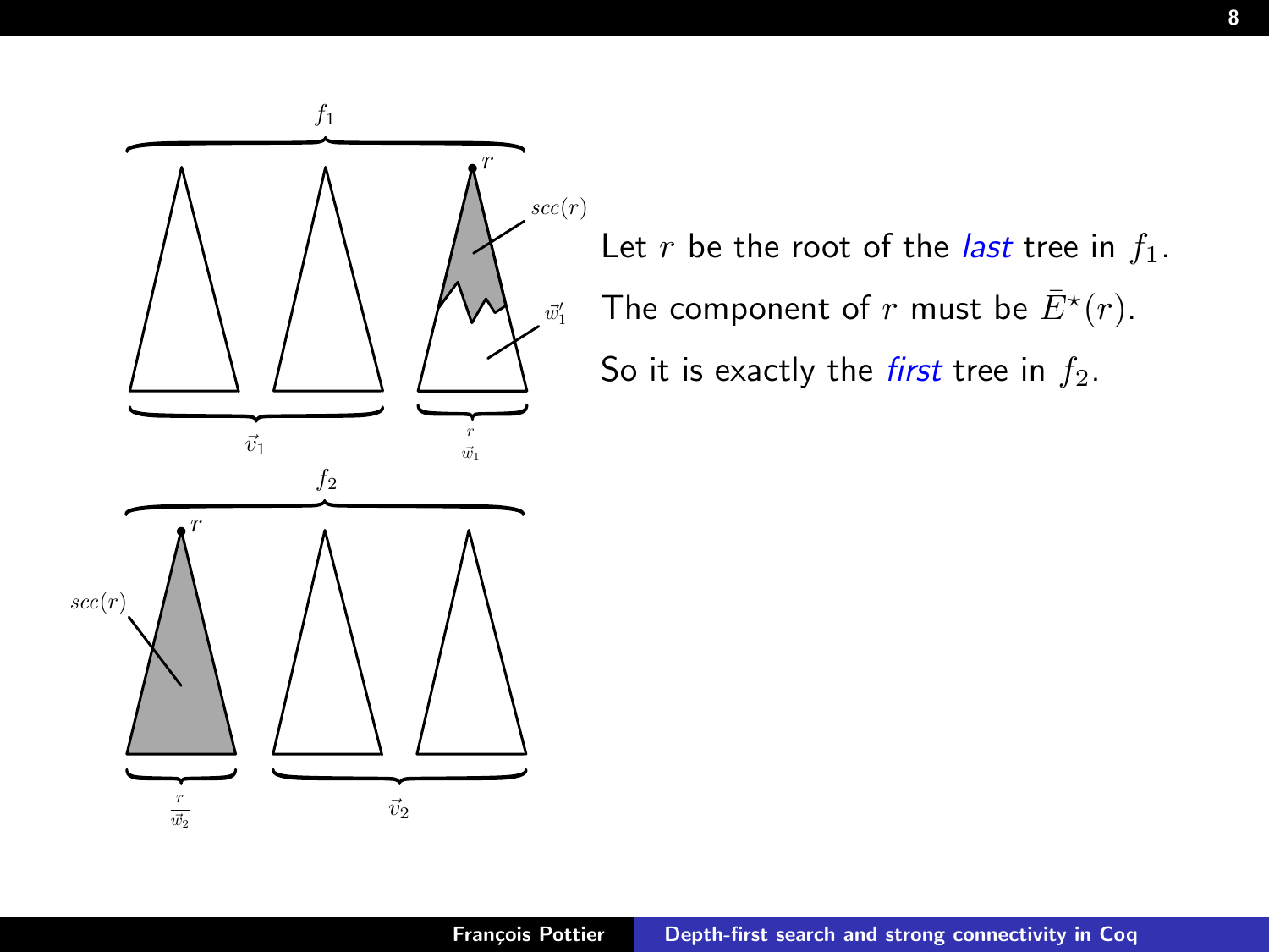Let $r$ be the root of the *last* tree in $f_1$.

The component of $r$ must be $\bar{E}^\star(r)$.

So it is exactly the *first* tree in $f_2$.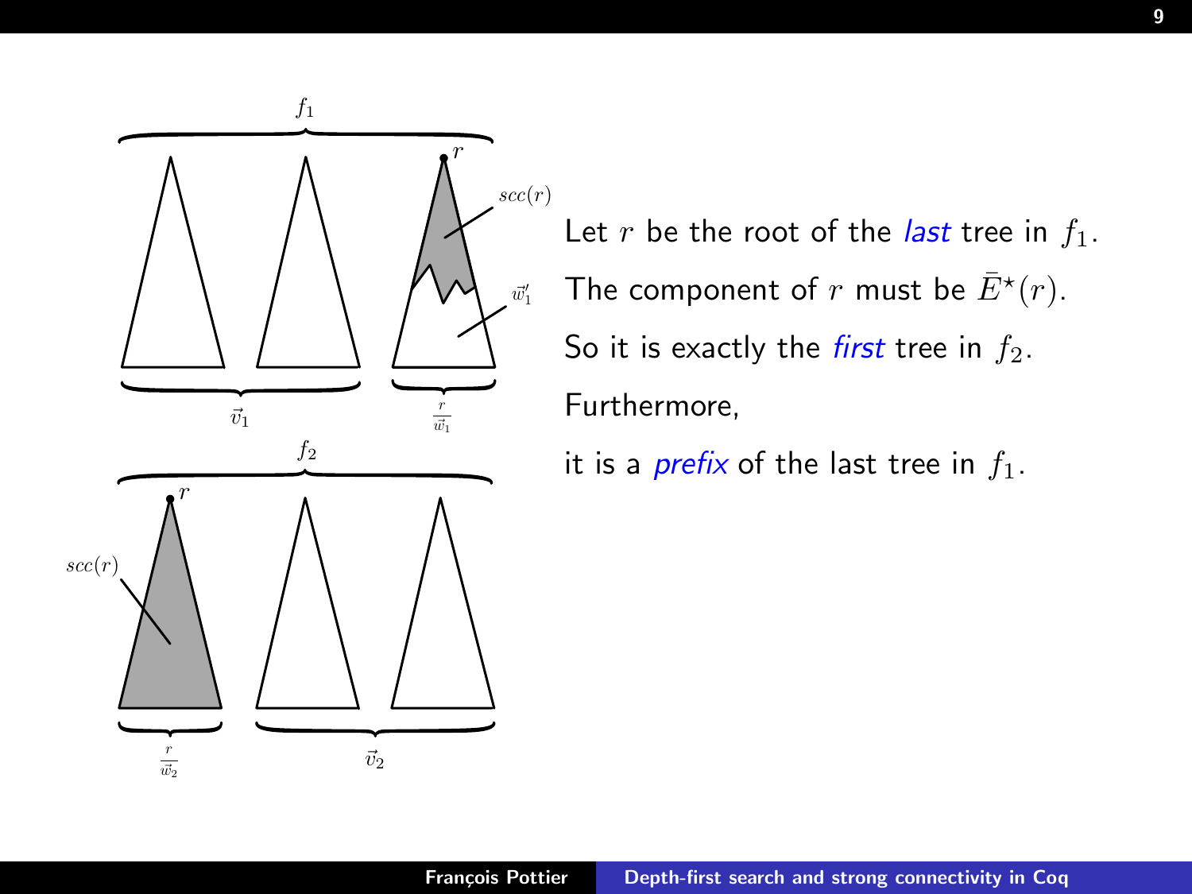Let $r$ be the root of the *last* tree in $f_1$.

The component of $r$ must be $\bar{E}^\star(r)$.

So it is exactly the *first* tree in $f_2$.

Furthermore,

it is a *prefix* of the last tree in $f_1$.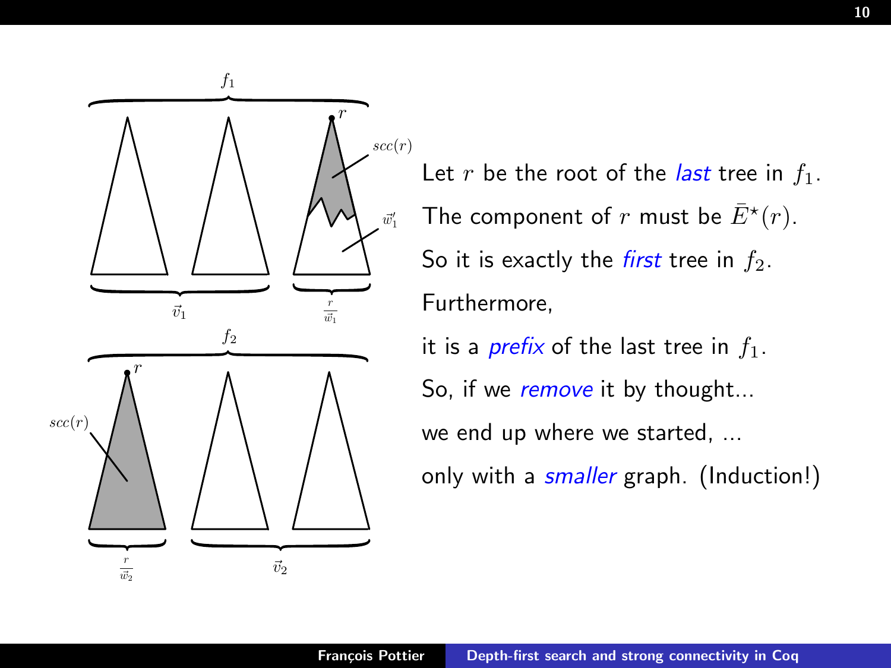Let $r$ be the root of the *last* tree in $f_1$.

The component of $r$ must be $\bar{E}^\star(r)$.

So it is exactly the *first* tree in $f_2$.

Furthermore,

it is a *prefix* of the last tree in $f_1$.

So, if we *remove* it by thought...

we end up where we started, ...

only with a *smaller* graph. (Induction!)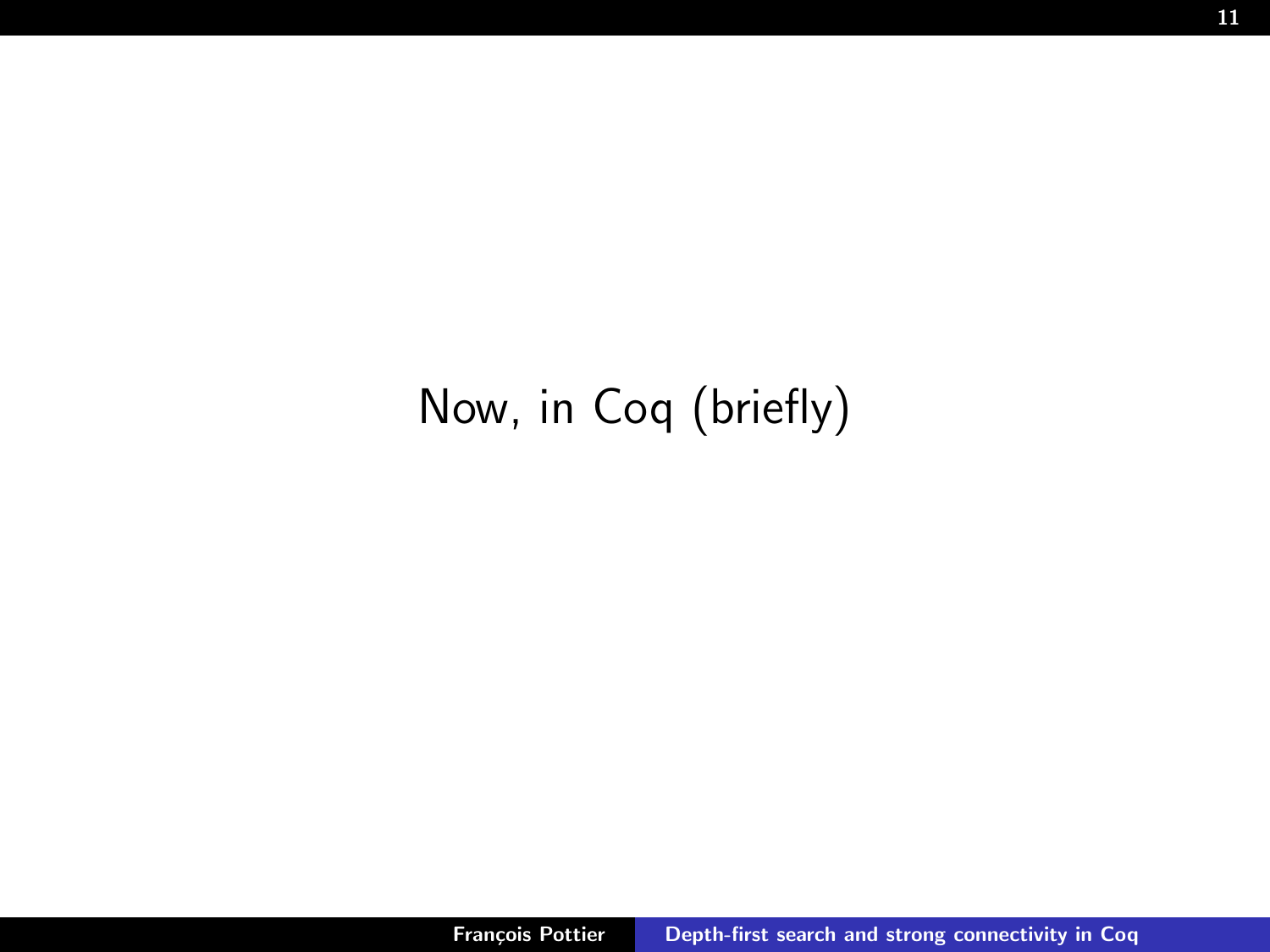# Now, in Coq (briefly)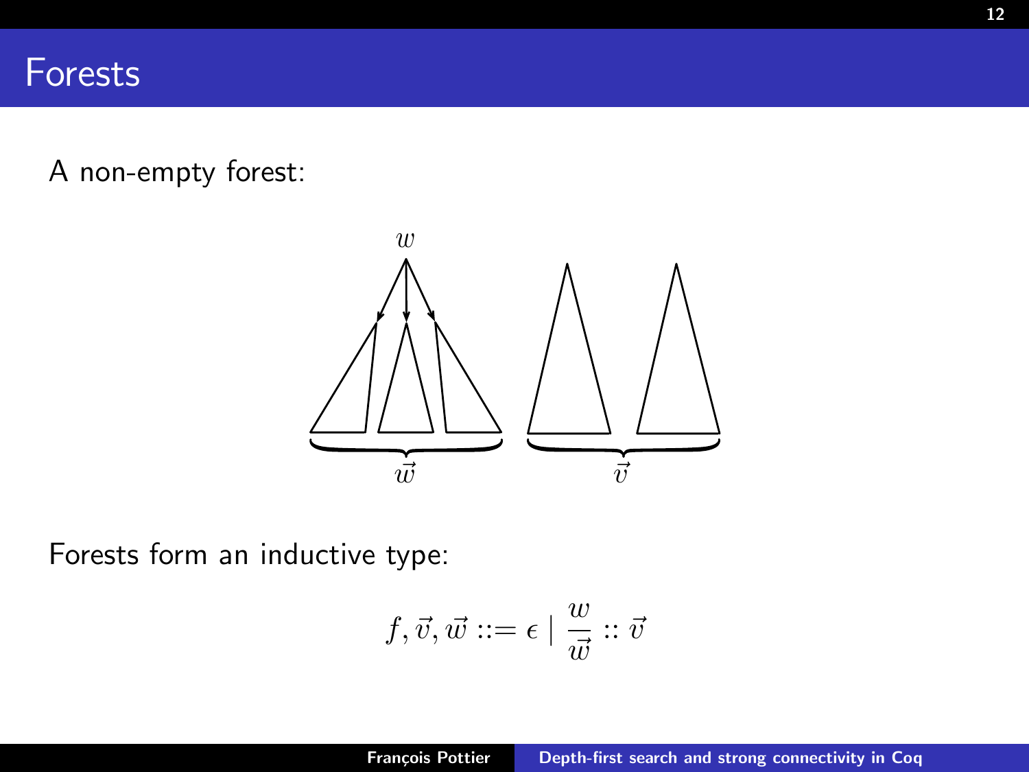# Forests

A non-empty forest:

Forests form an inductive type:

$$f, \vec{v}, \vec{w} ::= \epsilon \mid \frac{w}{\vec{w}} :: \vec{v}$$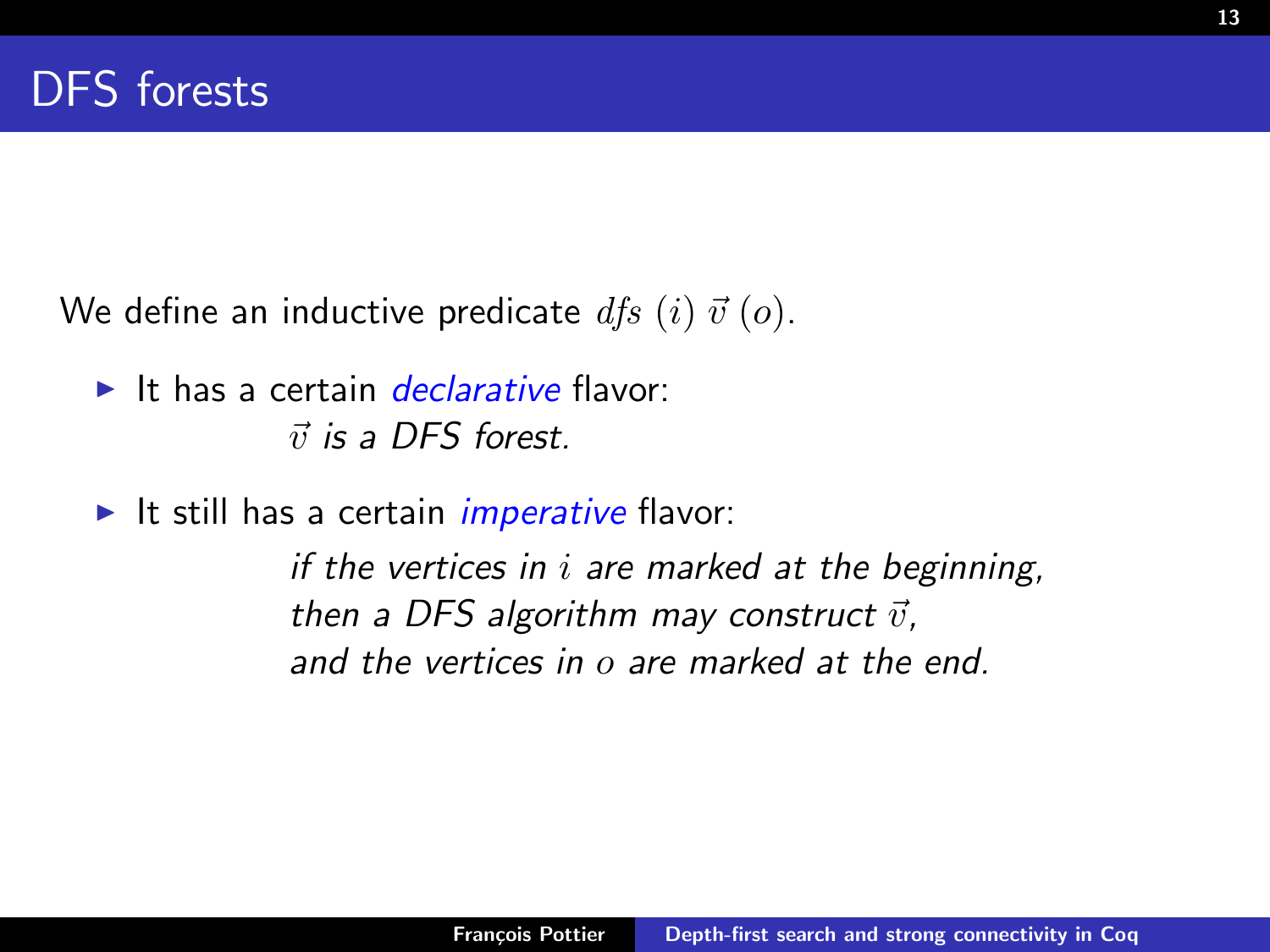# DFS forests

We define an inductive predicate $dfs\ (i)\ \vec{v}\ (o)$.

- It has a certain *declarative* flavor:

  *$\vec{v}$ is a DFS forest.*

- It still has a certain *imperative* flavor:

  *if the vertices in $i$ are marked at the beginning,*
  *then a DFS algorithm may construct $\vec{v}$,*
  *and the vertices in $o$ are marked at the end.*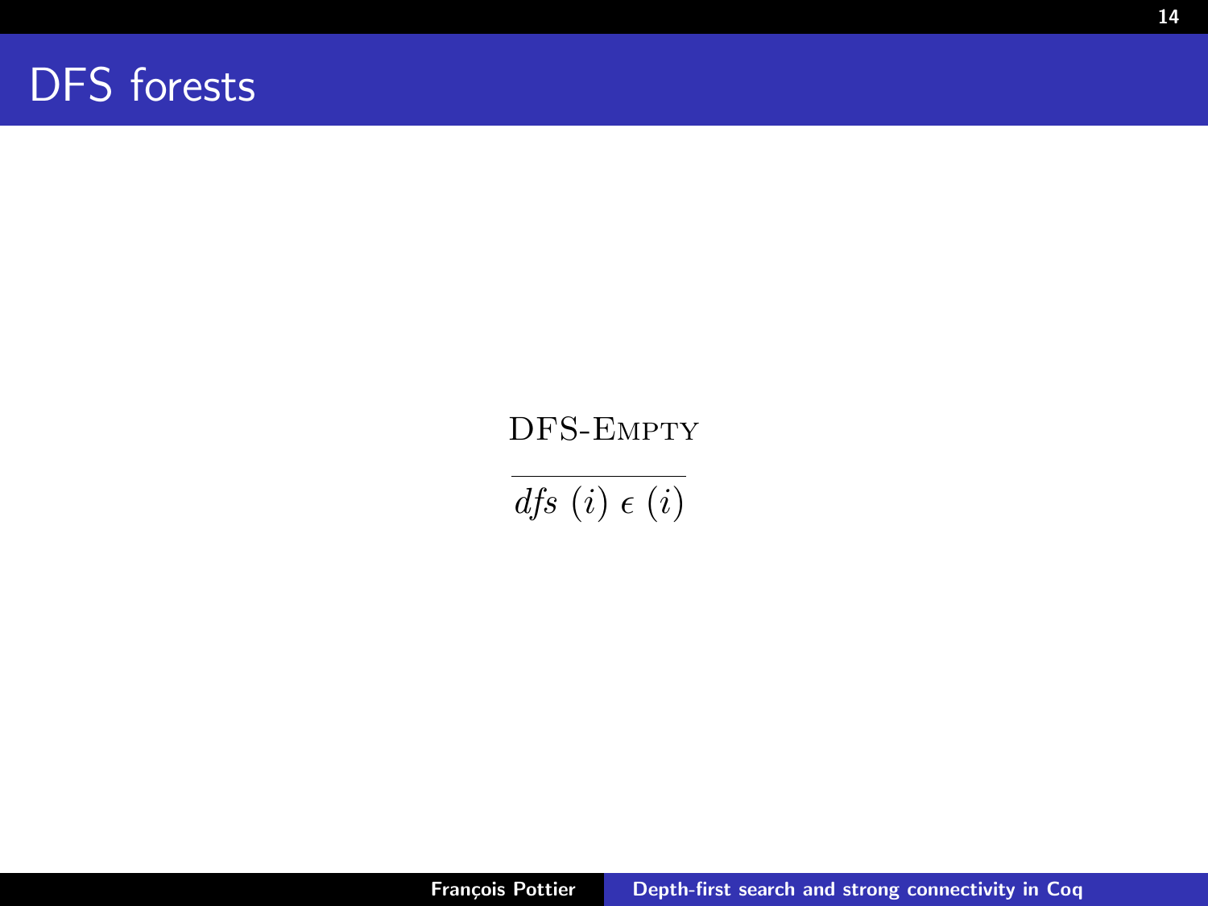# DFS forests

$$\frac{\textsc{DFS-Empty}}{dfs\ (i)\ \epsilon\ (i)}$$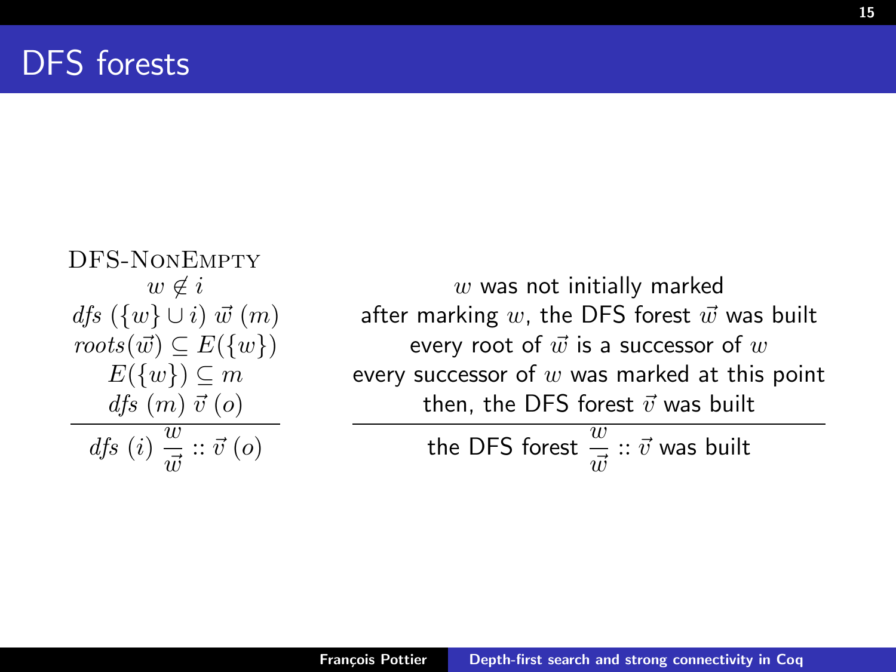# DFS forests

**DFS-NonEmpty**

$$
\frac{
\begin{array}{c}
w \notin i \\
\mathit{dfs}\ (\{w\} \cup i)\ \vec{w}\ (m) \\
\mathit{roots}(\vec{w}) \subseteq E(\{w\}) \\
E(\{w\}) \subseteq m \\
\mathit{dfs}\ (m)\ \vec{v}\ (o)
\end{array}
}{
\mathit{dfs}\ (i)\ \dfrac{w}{\vec{w}} :: \vec{v}\ (o)
}
\qquad
\frac{
\begin{array}{c}
w \text{ was not initially marked} \\
\text{after marking } w \text{, the DFS forest } \vec{w} \text{ was built} \\
\text{every root of } \vec{w} \text{ is a successor of } w \\
\text{every successor of } w \text{ was marked at this point} \\
\text{then, the DFS forest } \vec{v} \text{ was built}
\end{array}
}{
\text{the DFS forest } \dfrac{w}{\vec{w}} :: \vec{v} \text{ was built}
}
$$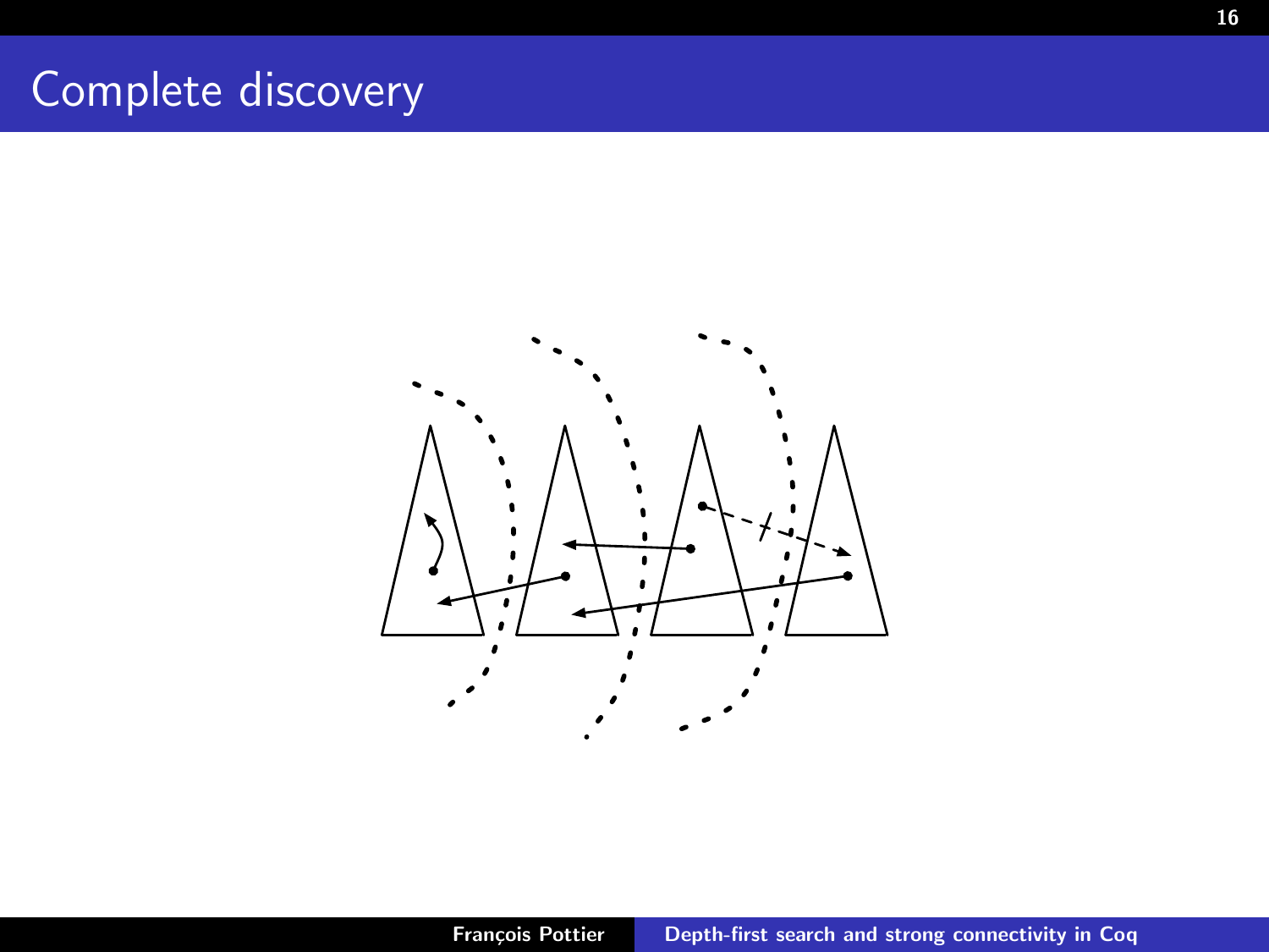# Complete discovery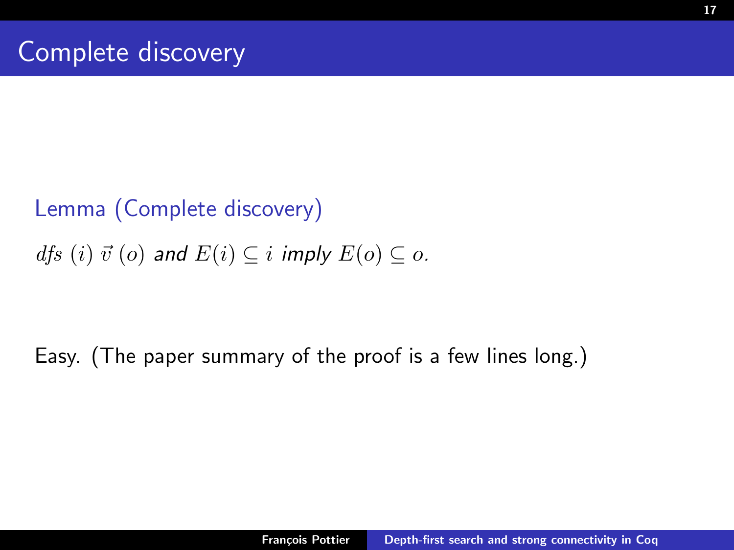# Complete discovery

**Lemma (Complete discovery)**

*$dfs\ (i)\ \vec{v}\ (o)$ and $E(i) \subseteq i$ imply $E(o) \subseteq o$.*

Easy. (The paper summary of the proof is a few lines long.)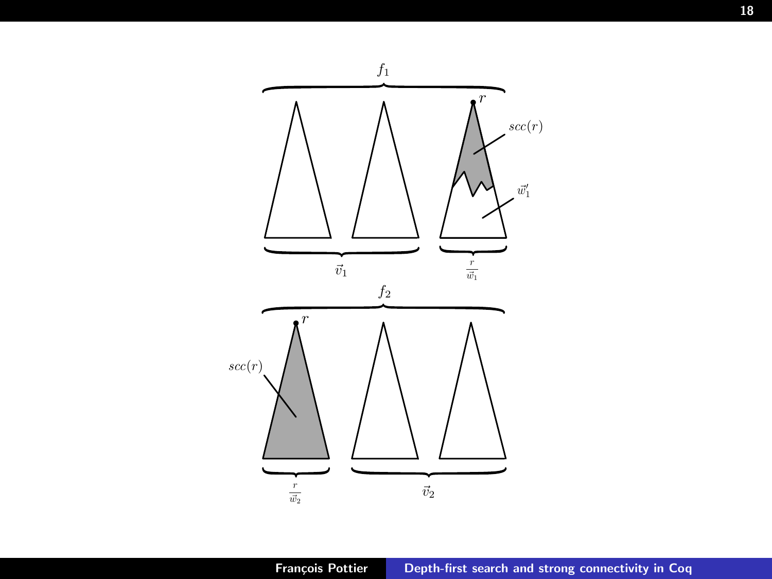$f_1$

$r$

$scc(r)$

$\vec{w}_1'$

$\vec{v}_1$

$\frac{r}{\vec{w}_1}$

$f_2$

$r$

$scc(r)$

$\frac{r}{\vec{w}_2}$

$\vec{v}_2$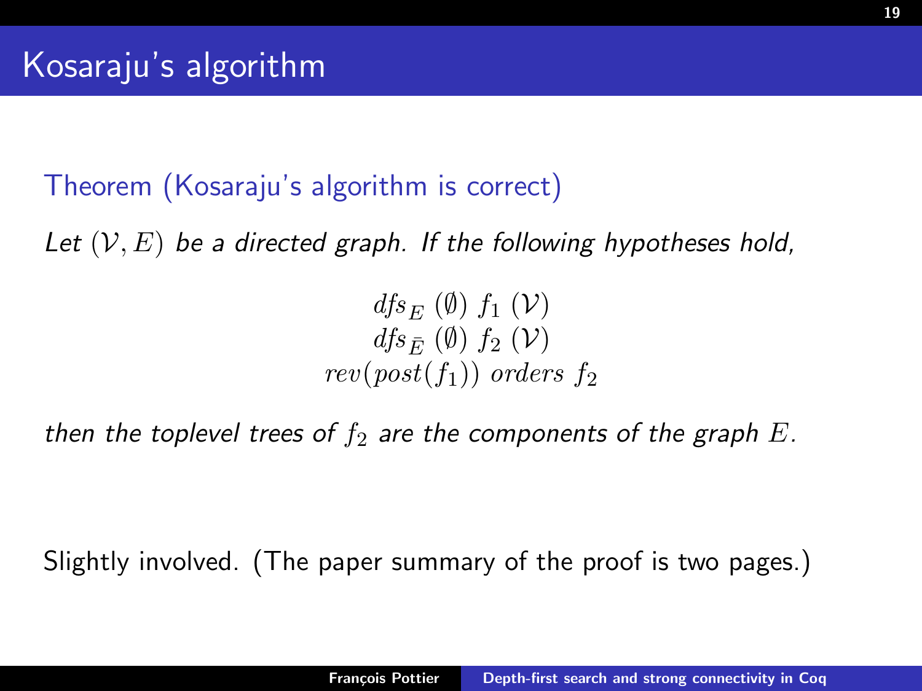# Kosaraju's algorithm

**Theorem (Kosaraju's algorithm is correct)**

*Let $(\mathcal{V}, E)$ be a directed graph. If the following hypotheses hold,*

$$
\begin{array}{c}
\mathit{dfs}_E\ (\emptyset)\ f_1\ (\mathcal{V}) \\
\mathit{dfs}_{\bar{E}}\ (\emptyset)\ f_2\ (\mathcal{V}) \\
\mathit{rev}(\mathit{post}(f_1))\ \mathit{orders}\ f_2
\end{array}
$$

*then the toplevel trees of $f_2$ are the components of the graph $E$.*

Slightly involved. (The paper summary of the proof is two pages.)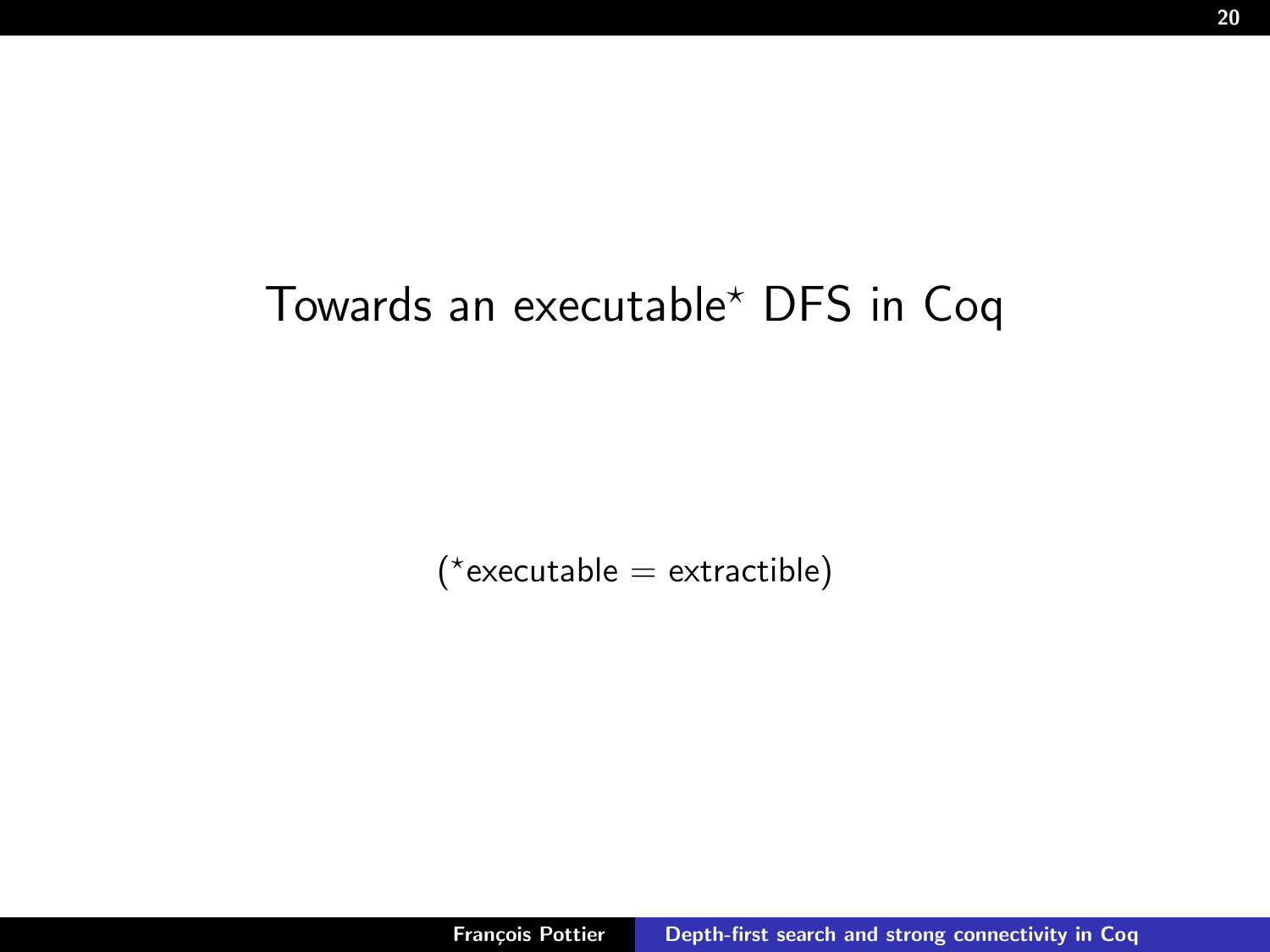# Towards an executable$^\star$ DFS in Coq

($^\star$executable = extractible)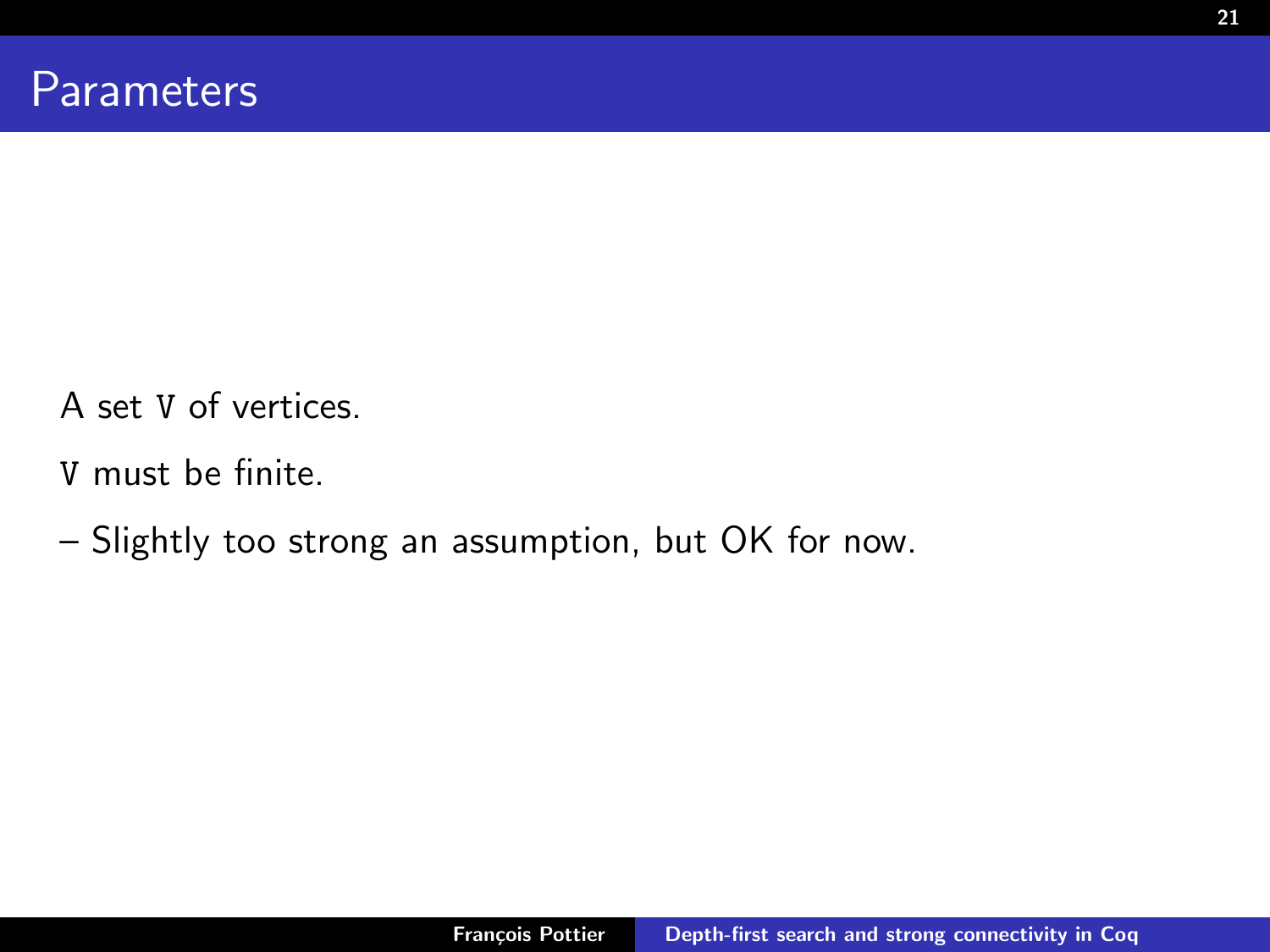# Parameters

A set `V` of vertices.

`V` must be finite.

– Slightly too strong an assumption, but OK for now.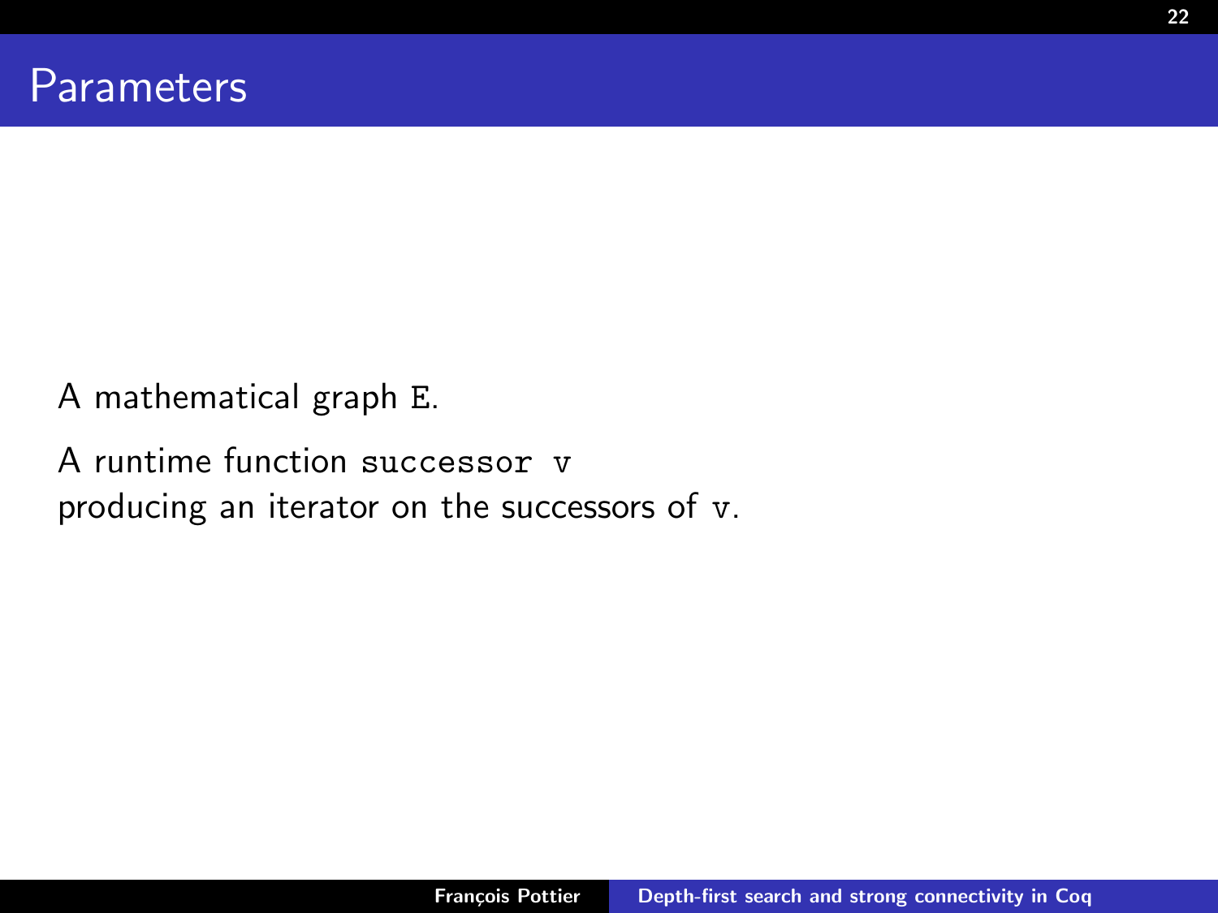# Parameters

A mathematical graph `E`.

A runtime function `successor v`
producing an iterator on the successors of `v`.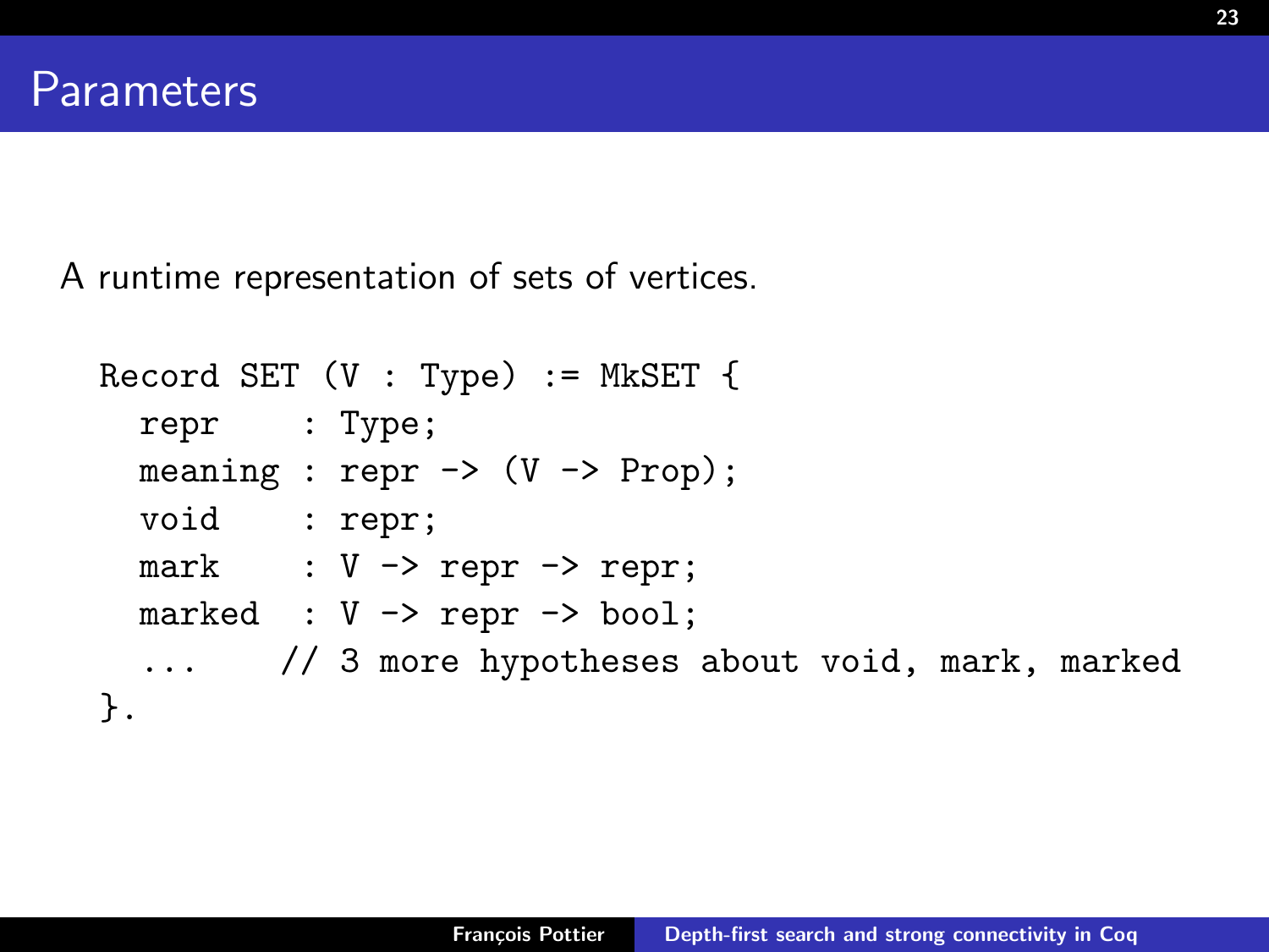# Parameters

A runtime representation of sets of vertices.

```
Record SET (V : Type) := MkSET {
  repr    : Type;
  meaning : repr -> (V -> Prop);
  void    : repr;
  mark    : V -> repr -> repr;
  marked  : V -> repr -> bool;
  ...    // 3 more hypotheses about void, mark, marked
}.
```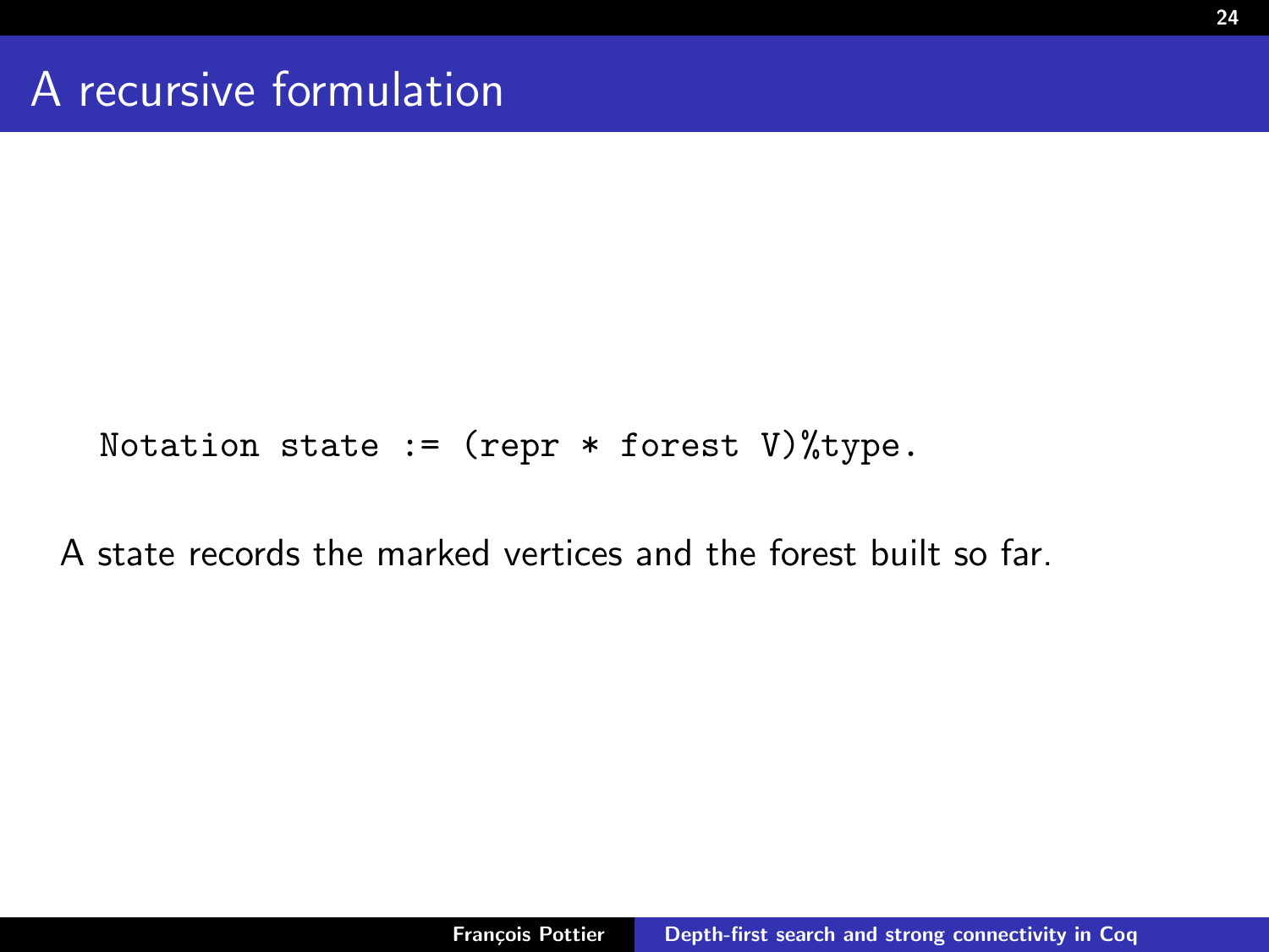# A recursive formulation

```
Notation state := (repr * forest V)%type.
```

A state records the marked vertices and the forest built so far.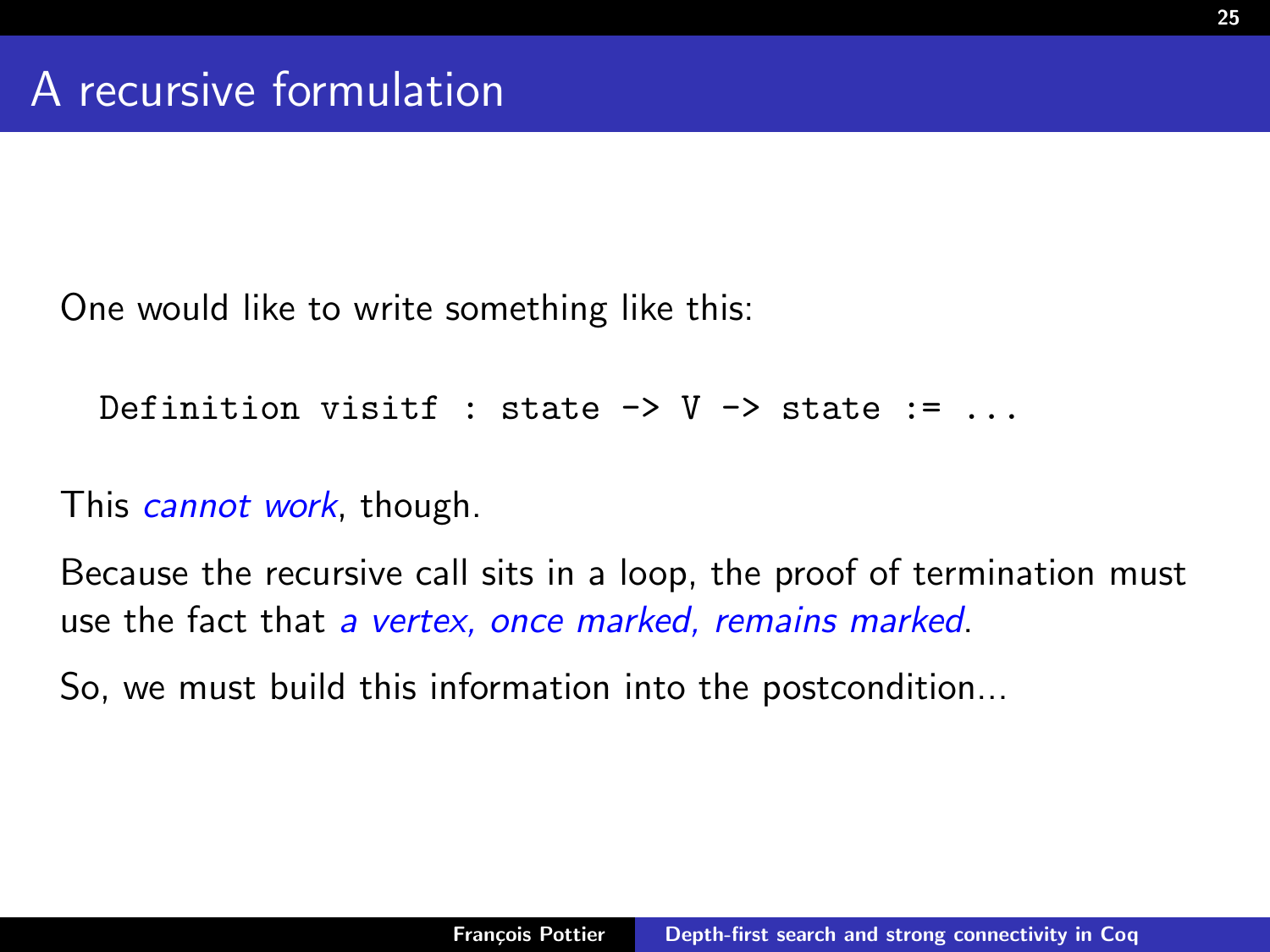# A recursive formulation

One would like to write something like this:

```
Definition visitf : state -> V -> state := ...
```

This *cannot work*, though.

Because the recursive call sits in a loop, the proof of termination must use the fact that *a vertex, once marked, remains marked*.

So, we must build this information into the postcondition...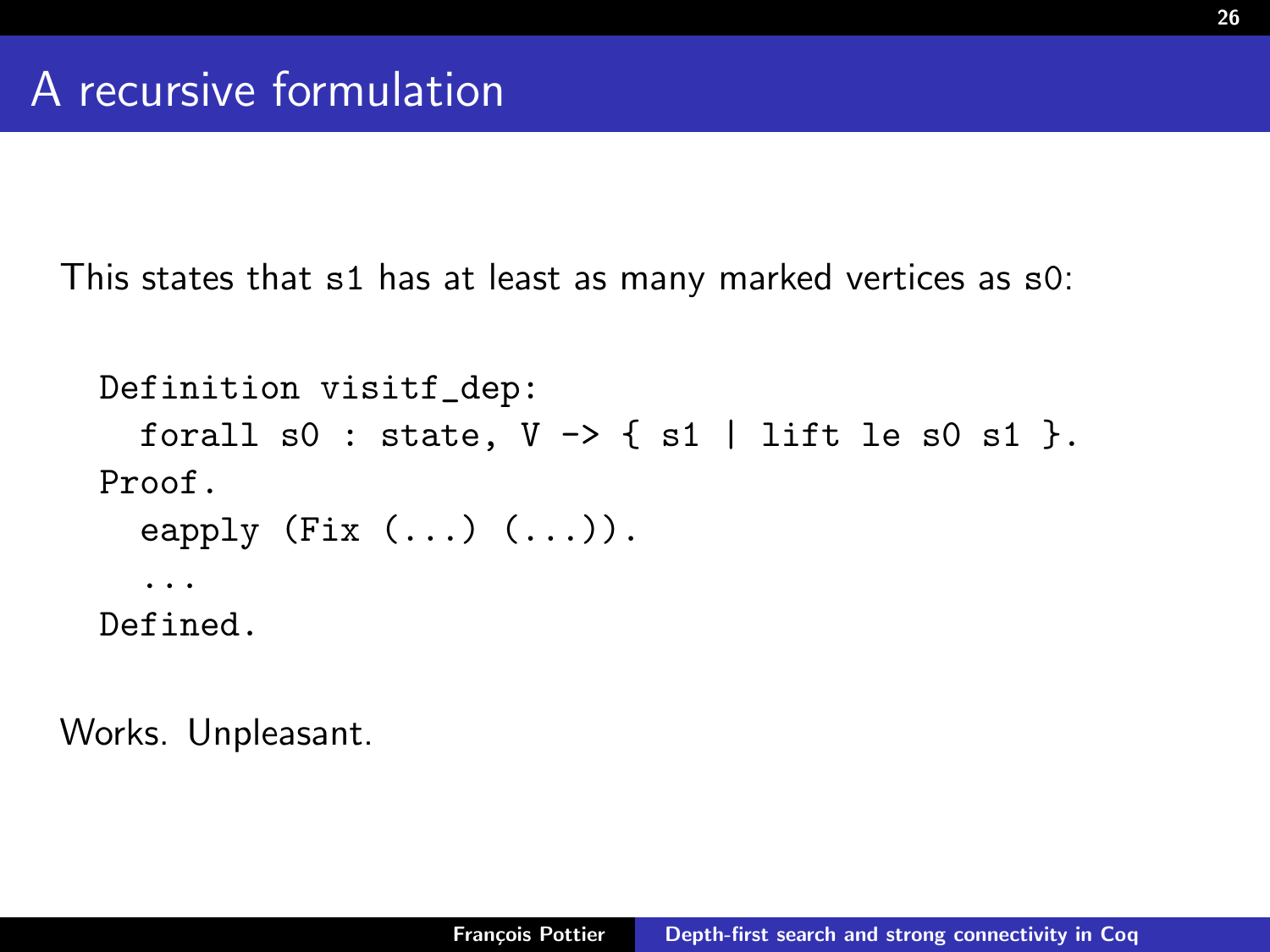# A recursive formulation

This states that `s1` has at least as many marked vertices as `s0`:

```
Definition visitf_dep:
  forall s0 : state, V -> { s1 | lift le s0 s1 }.
Proof.
  eapply (Fix (...) (...)).
  ...
Defined.
```

Works. Unpleasant.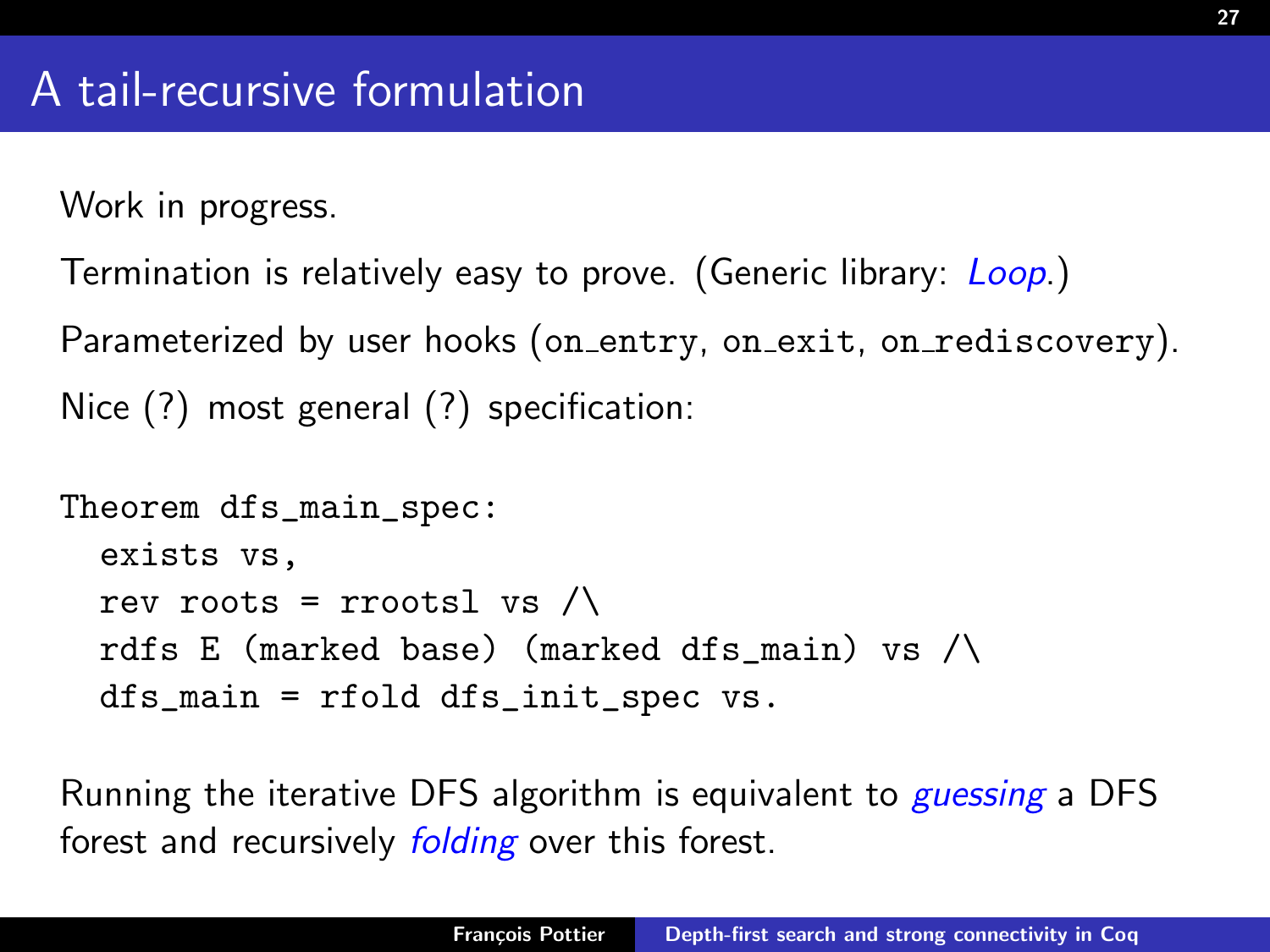# A tail-recursive formulation

Work in progress.

Termination is relatively easy to prove. (Generic library: *Loop*.)

Parameterized by user hooks (`on_entry`, `on_exit`, `on_rediscovery`).

Nice (?) most general (?) specification:

```
Theorem dfs_main_spec:
  exists vs,
  rev roots = rrootsl vs /\
  rdfs E (marked base) (marked dfs_main) vs /\
  dfs_main = rfold dfs_init_spec vs.
```

Running the iterative DFS algorithm is equivalent to *guessing* a DFS forest and recursively *folding* over this forest.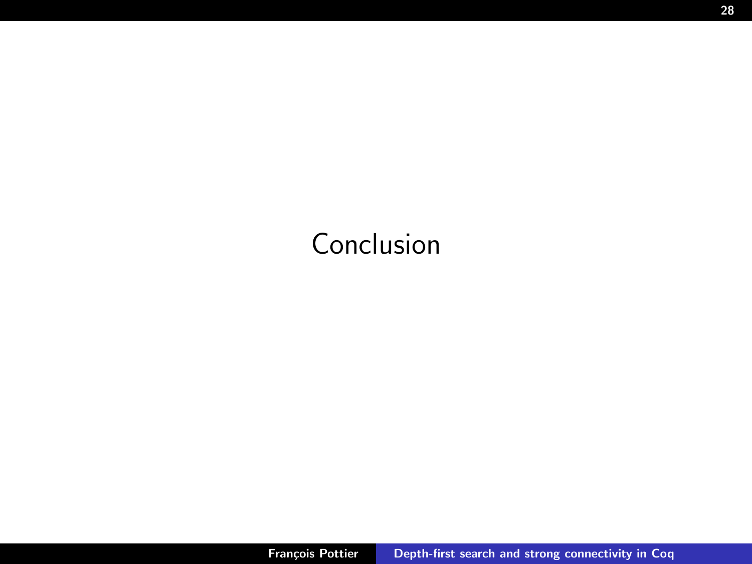# Conclusion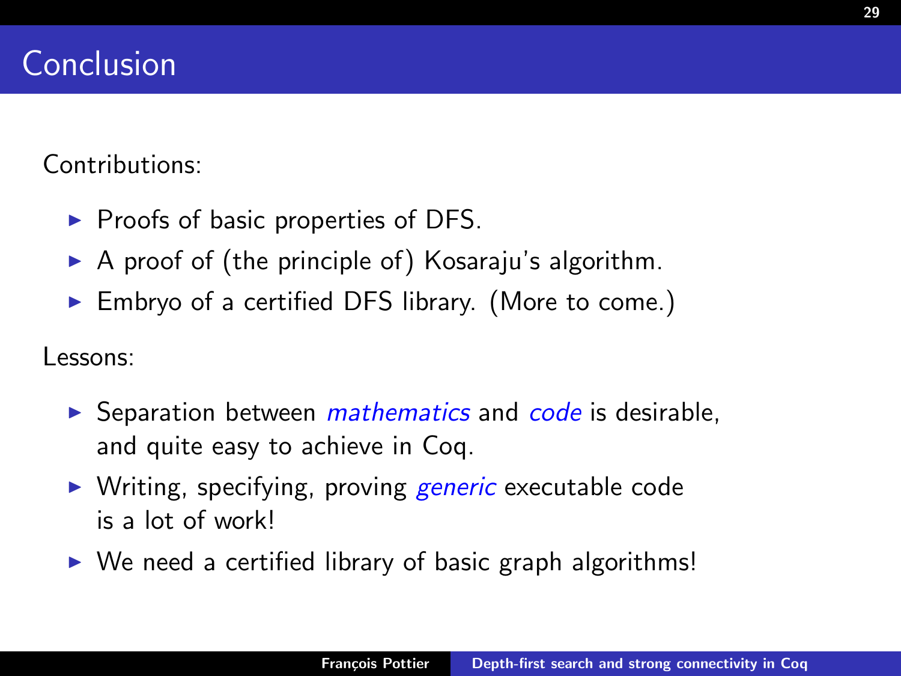# Conclusion

Contributions:

- Proofs of basic properties of DFS.
- A proof of (the principle of) Kosaraju's algorithm.
- Embryo of a certified DFS library. (More to come.)

Lessons:

- Separation between *mathematics* and *code* is desirable, and quite easy to achieve in Coq.
- Writing, specifying, proving *generic* executable code is a lot of work!
- We need a certified library of basic graph algorithms!